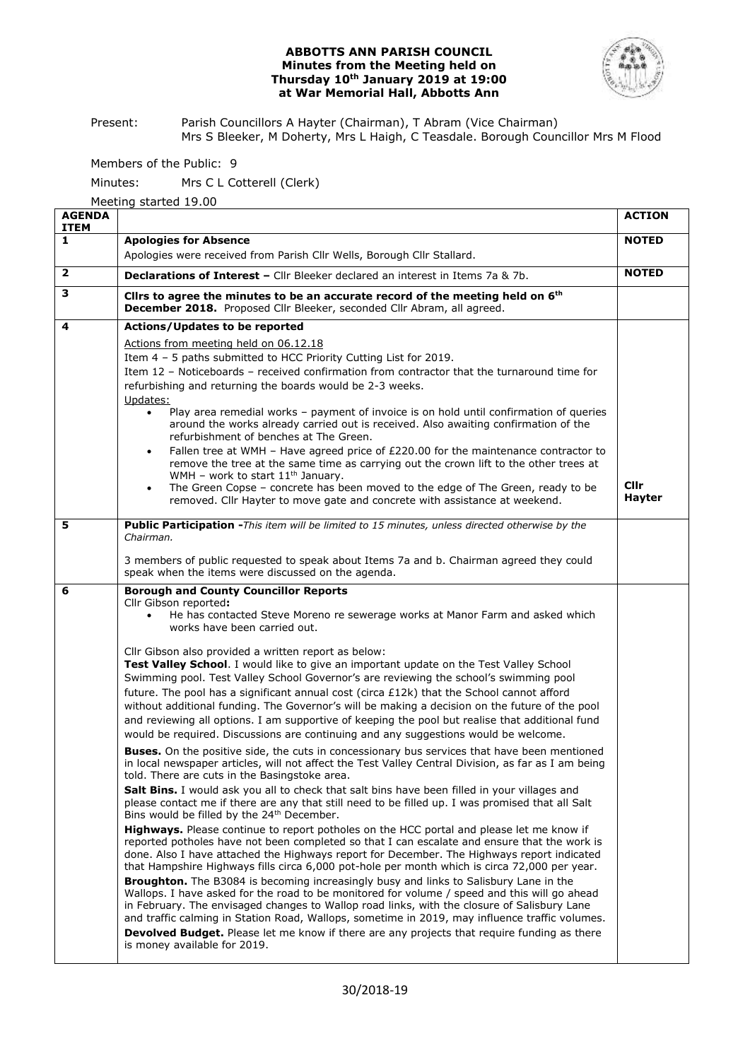# ABBOTTS ANN PARISH COUNCIL
## Minutes from the Meeting held on Thursday 10th January 2019 at 19:00 at War Memorial Hall, Abbotts Ann

Present: Parish Councillors A Hayter (Chairman), T Abram (Vice Chairman) Mrs S Bleeker, M Doherty, Mrs L Haigh, C Teasdale. Borough Councillor Mrs M Flood

Members of the Public: 9

Minutes: Mrs C L Cotterell (Clerk)

Meeting started 19.00

| AGENDA ITEM | | ACTION |
|---|---|---|
| 1 | **Apologies for Absence**<br>Apologies were received from Parish Cllr Wells, Borough Cllr Stallard. | **NOTED** |
| 2 | **Declarations of Interest –** Cllr Bleeker declared an interest in Items 7a & 7b. | **NOTED** |
| 3 | **Cllrs to agree the minutes to be an accurate record of the meeting held on 6th December 2018.** Proposed Cllr Bleeker, seconded Cllr Abram, all agreed. | |
| 4 | **Actions/Updates to be reported**<br>Actions from meeting held on 06.12.18<br>Item 4 – 5 paths submitted to HCC Priority Cutting List for 2019.<br>Item 12 – Noticeboards – received confirmation from contractor that the turnaround time for refurbishing and returning the boards would be 2-3 weeks.<br>Updates:<br>• Play area remedial works – payment of invoice is on hold until confirmation of queries around the works already carried out is received. Also awaiting confirmation of the refurbishment of benches at The Green.<br>• Fallen tree at WMH – Have agreed price of £220.00 for the maintenance contractor to remove the tree at the same time as carrying out the crown lift to the other trees at WMH – work to start 11th January.<br>• The Green Copse – concrete has been moved to the edge of The Green, ready to be removed. Cllr Hayter to move gate and concrete with assistance at weekend. | **Cllr Hayter** |
| 5 | **Public Participation -** *This item will be limited to 15 minutes, unless directed otherwise by the Chairman.*<br>3 members of public requested to speak about Items 7a and b. Chairman agreed they could speak when the items were discussed on the agenda. | |
| 6 | **Borough and County Councillor Reports**<br>Cllr Gibson reported**:**<br>• He has contacted Steve Moreno re sewerage works at Manor Farm and asked which works have been carried out.<br>Cllr Gibson also provided a written report as below:<br>**Test Valley School**. I would like to give an important update on the Test Valley School Swimming pool. Test Valley School Governor's are reviewing the school's swimming pool future. The pool has a significant annual cost (circa £12k) that the School cannot afford without additional funding. The Governor's will be making a decision on the future of the pool and reviewing all options. I am supportive of keeping the pool but realise that additional fund would be required. Discussions are continuing and any suggestions would be welcome.<br>**Buses.** On the positive side, the cuts in concessionary bus services that have been mentioned in local newspaper articles, will not affect the Test Valley Central Division, as far as I am being told. There are cuts in the Basingstoke area.<br>**Salt Bins.** I would ask you all to check that salt bins have been filled in your villages and please contact me if there are any that still need to be filled up. I was promised that all Salt Bins would be filled by the 24th December.<br>**Highways.** Please continue to report potholes on the HCC portal and please let me know if reported potholes have not been completed so that I can escalate and ensure that the work is done. Also I have attached the Highways report for December. The Highways report indicated that Hampshire Highways fills circa 6,000 pot-hole per month which is circa 72,000 per year.<br>**Broughton.** The B3084 is becoming increasingly busy and links to Salisbury Lane in the Wallops. I have asked for the road to be monitored for volume / speed and this will go ahead in February. The envisaged changes to Wallop road links, with the closure of Salisbury Lane and traffic calming in Station Road, Wallops, sometime in 2019, may influence traffic volumes.<br>**Devolved Budget.** Please let me know if there are any projects that require funding as there is money available for 2019. | |

30/2018-19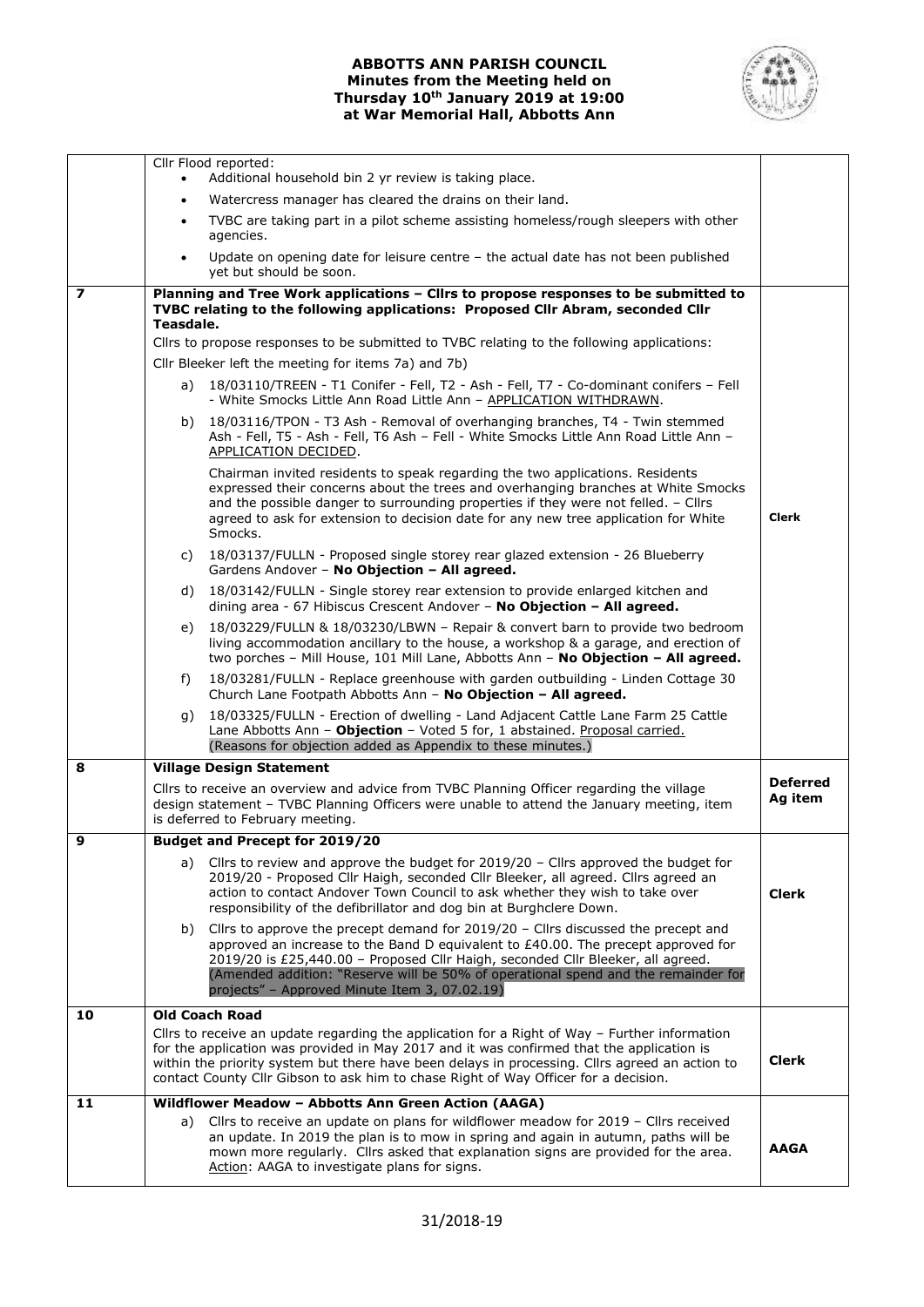**ABBOTTS ANN PARISH COUNCIL**
**Minutes from the Meeting held on**
**Thursday 10th January 2019 at 19:00**
**at War Memorial Hall, Abbotts Ann**

| | | |
|---|---|---|
| | Cllr Flood reported:<br>• Additional household bin 2 yr review is taking place.<br>• Watercress manager has cleared the drains on their land.<br>• TVBC are taking part in a pilot scheme assisting homeless/rough sleepers with other agencies.<br>• Update on opening date for leisure centre – the actual date has not been published yet but should be soon. | |
| **7** | **Planning and Tree Work applications – Cllrs to propose responses to be submitted to TVBC relating to the following applications: Proposed Cllr Abram, seconded Cllr Teasdale.**<br>Cllrs to propose responses to be submitted to TVBC relating to the following applications:<br>Cllr Bleeker left the meeting for items 7a) and 7b)<br>a) 18/03110/TREEN - T1 Conifer - Fell, T2 - Ash - Fell, T7 - Co-dominant conifers – Fell - White Smocks Little Ann Road Little Ann – APPLICATION WITHDRAWN.<br>b) 18/03116/TPON - T3 Ash - Removal of overhanging branches, T4 - Twin stemmed Ash - Fell, T5 - Ash - Fell, T6 Ash – Fell - White Smocks Little Ann Road Little Ann – APPLICATION DECIDED.<br>Chairman invited residents to speak regarding the two applications. Residents expressed their concerns about the trees and overhanging branches at White Smocks and the possible danger to surrounding properties if they were not felled. – Cllrs agreed to ask for extension to decision date for any new tree application for White Smocks.<br>c) 18/03137/FULLN - Proposed single storey rear glazed extension - 26 Blueberry Gardens Andover – **No Objection – All agreed.**<br>d) 18/03142/FULLN - Single storey rear extension to provide enlarged kitchen and dining area - 67 Hibiscus Crescent Andover – **No Objection – All agreed.**<br>e) 18/03229/FULLN & 18/03230/LBWN – Repair & convert barn to provide two bedroom living accommodation ancillary to the house, a workshop & a garage, and erection of two porches – Mill House, 101 Mill Lane, Abbotts Ann – **No Objection – All agreed.**<br>f) 18/03281/FULLN - Replace greenhouse with garden outbuilding - Linden Cottage 30 Church Lane Footpath Abbotts Ann – **No Objection – All agreed.**<br>g) 18/03325/FULLN - Erection of dwelling - Land Adjacent Cattle Lane Farm 25 Cattle Lane Abbotts Ann – **Objection** – Voted 5 for, 1 abstained. Proposal carried. (Reasons for objection added as Appendix to these minutes.) | **Clerk** |
| **8** | **Village Design Statement**<br>Cllrs to receive an overview and advice from TVBC Planning Officer regarding the village design statement – TVBC Planning Officers were unable to attend the January meeting, item is deferred to February meeting. | **Deferred Ag item** |
| **9** | **Budget and Precept for 2019/20**<br>a) Cllrs to review and approve the budget for 2019/20 – Cllrs approved the budget for 2019/20 - Proposed Cllr Haigh, seconded Cllr Bleeker, all agreed. Cllrs agreed an action to contact Andover Town Council to ask whether they wish to take over responsibility of the defibrillator and dog bin at Burghclere Down.<br>b) Cllrs to approve the precept demand for 2019/20 – Cllrs discussed the precept and approved an increase to the Band D equivalent to £40.00. The precept approved for 2019/20 is £25,440.00 – Proposed Cllr Haigh, seconded Cllr Bleeker, all agreed. (Amended addition: "Reserve will be 50% of operational spend and the remainder for projects" – Approved Minute Item 3, 07.02.19) | **Clerk** |
| **10** | **Old Coach Road**<br>Cllrs to receive an update regarding the application for a Right of Way – Further information for the application was provided in May 2017 and it was confirmed that the application is within the priority system but there have been delays in processing. Cllrs agreed an action to contact County Cllr Gibson to ask him to chase Right of Way Officer for a decision. | **Clerk** |
| **11** | **Wildflower Meadow – Abbotts Ann Green Action (AAGA)**<br>a) Cllrs to receive an update on plans for wildflower meadow for 2019 – Cllrs received an update. In 2019 the plan is to mow in spring and again in autumn, paths will be mown more regularly. Cllrs asked that explanation signs are provided for the area. Action: AAGA to investigate plans for signs. | **AAGA** |

31/2018-19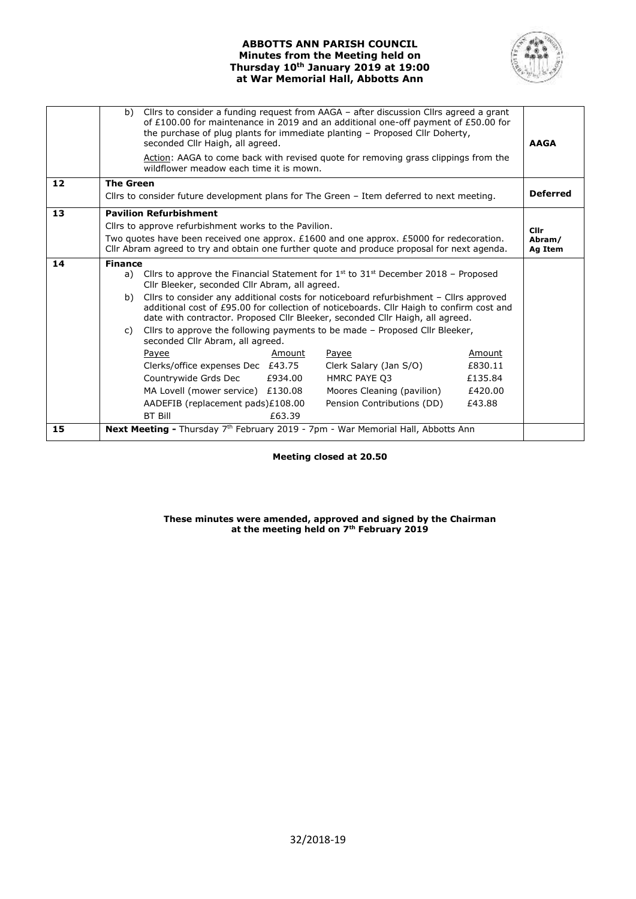**ABBOTTS ANN PARISH COUNCIL**
**Minutes from the Meeting held on**
**Thursday 10th January 2019 at 19:00**
**at War Memorial Hall, Abbotts Ann**

| | | |
|---|---|---|
| | b) Cllrs to consider a funding request from AAGA – after discussion Cllrs agreed a grant of £100.00 for maintenance in 2019 and an additional one-off payment of £50.00 for the purchase of plug plants for immediate planting – Proposed Cllr Doherty, seconded Cllr Haigh, all agreed.<br><br>Action: AAGA to come back with revised quote for removing grass clippings from the wildflower meadow each time it is mown. | **AAGA** |
| **12** | **The Green**<br>Cllrs to consider future development plans for The Green – Item deferred to next meeting. | **Deferred** |
| **13** | **Pavilion Refurbishment**<br>Cllrs to approve refurbishment works to the Pavilion.<br>Two quotes have been received one approx. £1600 and one approx. £5000 for redecoration. Cllr Abram agreed to try and obtain one further quote and produce proposal for next agenda. | **Cllr Abram/ Ag Item** |
| **14** | **Finance**<br>a) Cllrs to approve the Financial Statement for 1st to 31st December 2018 – Proposed Cllr Bleeker, seconded Cllr Abram, all agreed.<br>b) Cllrs to consider any additional costs for noticeboard refurbishment – Cllrs approved additional cost of £95.00 for collection of noticeboards. Cllr Haigh to confirm cost and date with contractor. Proposed Cllr Bleeker, seconded Cllr Haigh, all agreed.<br>c) Cllrs to approve the following payments to be made – Proposed Cllr Bleeker, seconded Cllr Abram, all agreed.<br><br>Payee – Amount – Payee – Amount<br>Clerks/office expenses Dec – £43.75 – Clerk Salary (Jan S/O) – £830.11<br>Countrywide Grds Dec – £934.00 – HMRC PAYE Q3 – £135.84<br>MA Lovell (mower service) – £130.08 – Moores Cleaning (pavilion) – £420.00<br>AADEFIB (replacement pads) – £108.00 – Pension Contributions (DD) – £43.88<br>BT Bill – £63.39 | |
| **15** | **Next Meeting -** Thursday 7th February 2019 - 7pm - War Memorial Hall, Abbotts Ann | |

**Meeting closed at 20.50**

**These minutes were amended, approved and signed by the Chairman at the meeting held on 7th February 2019**

32/2018-19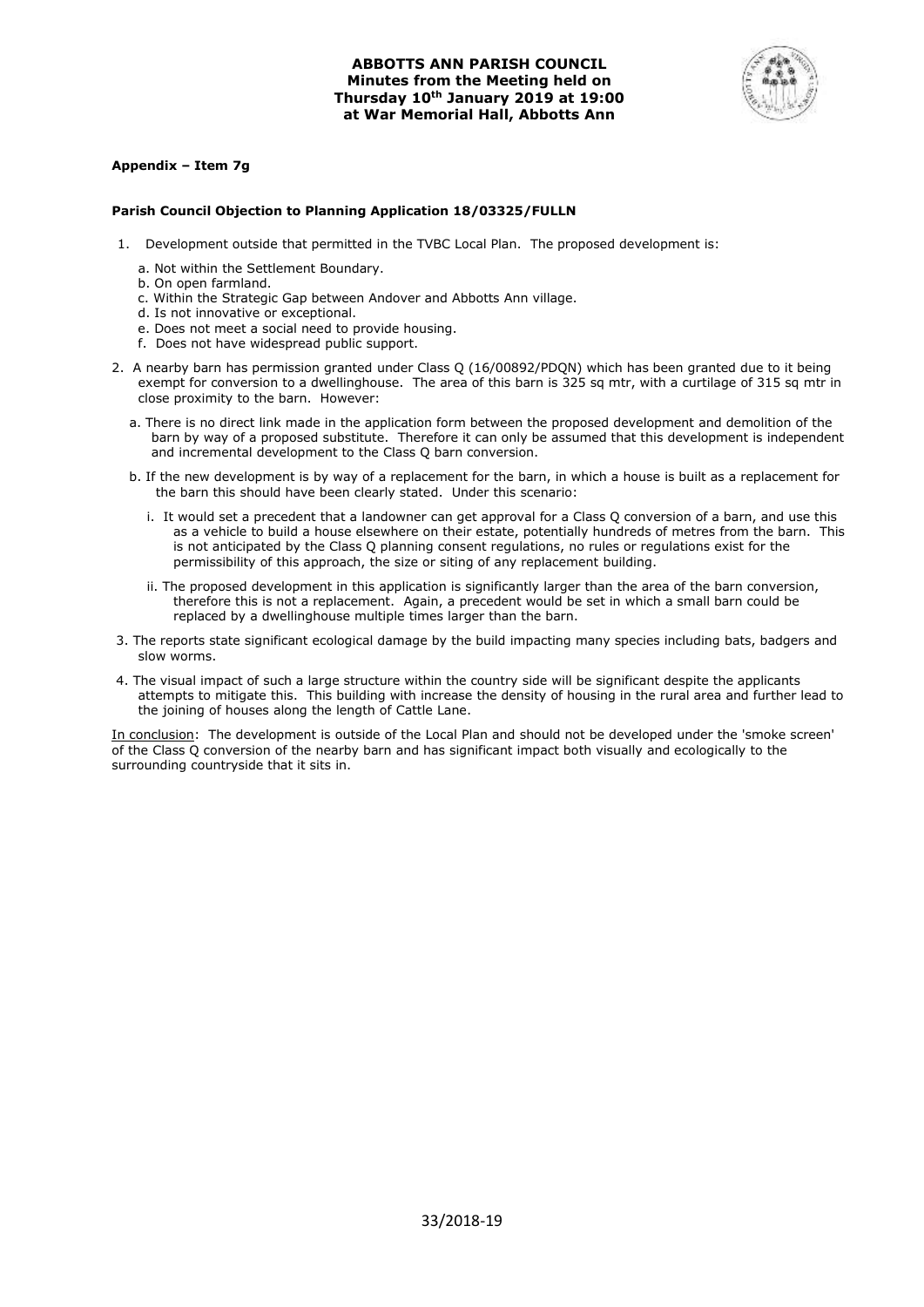**ABBOTTS ANN PARISH COUNCIL**
**Minutes from the Meeting held on**
**Thursday 10th January 2019 at 19:00**
**at War Memorial Hall, Abbotts Ann**

**Appendix – Item 7g**

**Parish Council Objection to Planning Application 18/03325/FULLN**

1. Development outside that permitted in the TVBC Local Plan. The proposed development is:
   a. Not within the Settlement Boundary.
   b. On open farmland.
   c. Within the Strategic Gap between Andover and Abbotts Ann village.
   d. Is not innovative or exceptional.
   e. Does not meet a social need to provide housing.
   f. Does not have widespread public support.

2. A nearby barn has permission granted under Class Q (16/00892/PDQN) which has been granted due to it being exempt for conversion to a dwellinghouse. The area of this barn is 325 sq mtr, with a curtilage of 315 sq mtr in close proximity to the barn. However:
   a. There is no direct link made in the application form between the proposed development and demolition of the barn by way of a proposed substitute. Therefore it can only be assumed that this development is independent and incremental development to the Class Q barn conversion.
   b. If the new development is by way of a replacement for the barn, in which a house is built as a replacement for the barn this should have been clearly stated. Under this scenario:
      i. It would set a precedent that a landowner can get approval for a Class Q conversion of a barn, and use this as a vehicle to build a house elsewhere on their estate, potentially hundreds of metres from the barn. This is not anticipated by the Class Q planning consent regulations, no rules or regulations exist for the permissibility of this approach, the size or siting of any replacement building.
      ii. The proposed development in this application is significantly larger than the area of the barn conversion, therefore this is not a replacement. Again, a precedent would be set in which a small barn could be replaced by a dwellinghouse multiple times larger than the barn.

3. The reports state significant ecological damage by the build impacting many species including bats, badgers and slow worms.

4. The visual impact of such a large structure within the country side will be significant despite the applicants attempts to mitigate this. This building with increase the density of housing in the rural area and further lead to the joining of houses along the length of Cattle Lane.

In conclusion: The development is outside of the Local Plan and should not be developed under the 'smoke screen' of the Class Q conversion of the nearby barn and has significant impact both visually and ecologically to the surrounding countryside that it sits in.